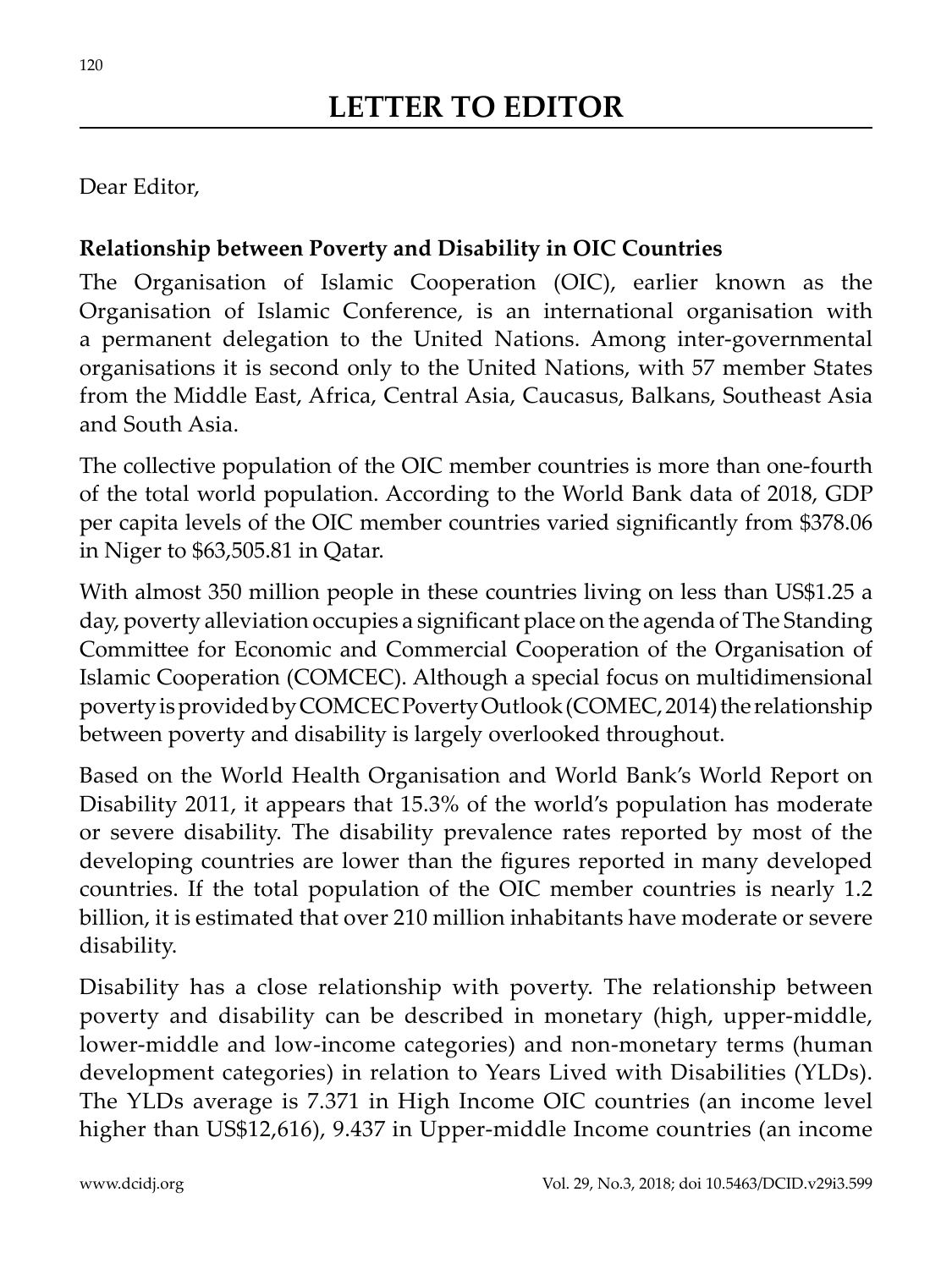# LETTER TO EDITOR

Dear Editor,

**Relationship between Poverty and Disability in OIC Countries**

The Organisation of Islamic Cooperation (OIC), earlier known as the Organisation of Islamic Conference, is an international organisation with a permanent delegation to the United Nations. Among inter-governmental organisations it is second only to the United Nations, with 57 member States from the Middle East, Africa, Central Asia, Caucasus, Balkans, Southeast Asia and South Asia.

The collective population of the OIC member countries is more than one-fourth of the total world population. According to the World Bank data of 2018, GDP per capita levels of the OIC member countries varied significantly from $378.06 in Niger to $63,505.81 in Qatar.

With almost 350 million people in these countries living on less than US$1.25 a day, poverty alleviation occupies a significant place on the agenda of The Standing Committee for Economic and Commercial Cooperation of the Organisation of Islamic Cooperation (COMCEC). Although a special focus on multidimensional poverty is provided by COMCEC Poverty Outlook (COMEC, 2014) the relationship between poverty and disability is largely overlooked throughout.

Based on the World Health Organisation and World Bank's World Report on Disability 2011, it appears that 15.3% of the world's population has moderate or severe disability. The disability prevalence rates reported by most of the developing countries are lower than the figures reported in many developed countries. If the total population of the OIC member countries is nearly 1.2 billion, it is estimated that over 210 million inhabitants have moderate or severe disability.

Disability has a close relationship with poverty. The relationship between poverty and disability can be described in monetary (high, upper-middle, lower-middle and low-income categories) and non-monetary terms (human development categories) in relation to Years Lived with Disabilities (YLDs). The YLDs average is 7.371 in High Income OIC countries (an income level higher than US$12,616), 9.437 in Upper-middle Income countries (an income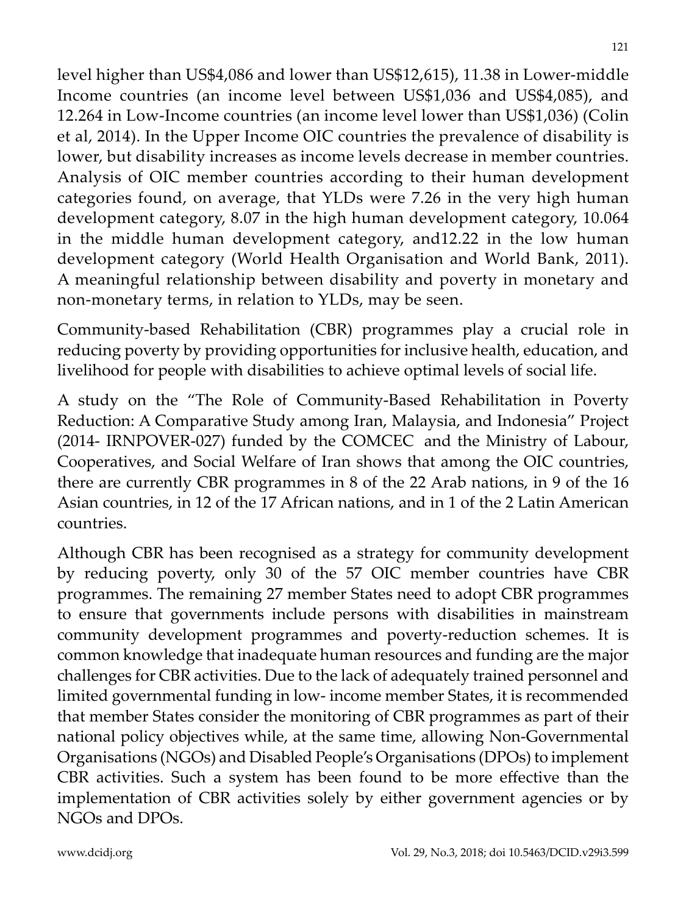level higher than US$4,086 and lower than US$12,615), 11.38 in Lower-middle Income countries (an income level between US$1,036 and US$4,085), and 12.264 in Low-Income countries (an income level lower than US$1,036) (Colin et al, 2014). In the Upper Income OIC countries the prevalence of disability is lower, but disability increases as income levels decrease in member countries. Analysis of OIC member countries according to their human development categories found, on average, that YLDs were 7.26 in the very high human development category, 8.07 in the high human development category, 10.064 in the middle human development category, and12.22 in the low human development category (World Health Organisation and World Bank, 2011). A meaningful relationship between disability and poverty in monetary and non-monetary terms, in relation to YLDs, may be seen.

Community-based Rehabilitation (CBR) programmes play a crucial role in reducing poverty by providing opportunities for inclusive health, education, and livelihood for people with disabilities to achieve optimal levels of social life.

A study on the "The Role of Community-Based Rehabilitation in Poverty Reduction: A Comparative Study among Iran, Malaysia, and Indonesia" Project (2014- IRNPOVER-027) funded by the COMCEC and the Ministry of Labour, Cooperatives, and Social Welfare of Iran shows that among the OIC countries, there are currently CBR programmes in 8 of the 22 Arab nations, in 9 of the 16 Asian countries, in 12 of the 17 African nations, and in 1 of the 2 Latin American countries.

Although CBR has been recognised as a strategy for community development by reducing poverty, only 30 of the 57 OIC member countries have CBR programmes. The remaining 27 member States need to adopt CBR programmes to ensure that governments include persons with disabilities in mainstream community development programmes and poverty-reduction schemes. It is common knowledge that inadequate human resources and funding are the major challenges for CBR activities. Due to the lack of adequately trained personnel and limited governmental funding in low- income member States, it is recommended that member States consider the monitoring of CBR programmes as part of their national policy objectives while, at the same time, allowing Non-Governmental Organisations (NGOs) and Disabled People's Organisations (DPOs) to implement CBR activities. Such a system has been found to be more effective than the implementation of CBR activities solely by either government agencies or by NGOs and DPOs.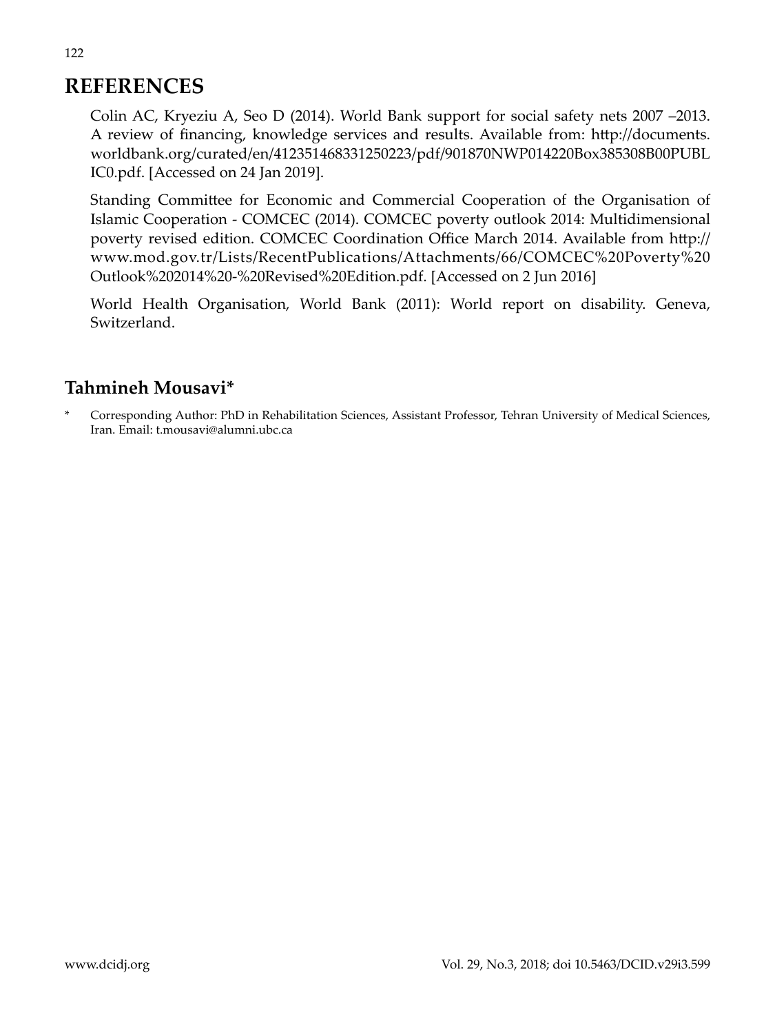## REFERENCES

Colin AC, Kryeziu A, Seo D (2014). World Bank support for social safety nets 2007 –2013. A review of financing, knowledge services and results. Available from: http://documents.worldbank.org/curated/en/412351468331250223/pdf/901870NWP014220Box385308B00PUBLIC0.pdf. [Accessed on 24 Jan 2019].

Standing Committee for Economic and Commercial Cooperation of the Organisation of Islamic Cooperation - COMCEC (2014). COMCEC poverty outlook 2014: Multidimensional poverty revised edition. COMCEC Coordination Office March 2014. Available from http://www.mod.gov.tr/Lists/RecentPublications/Attachments/66/COMCEC%20Poverty%20Outlook%202014%20-%20Revised%20Edition.pdf. [Accessed on 2 Jun 2016]

World Health Organisation, World Bank (2011): World report on disability. Geneva, Switzerland.

## Tahmineh Mousavi*

\* Corresponding Author: PhD in Rehabilitation Sciences, Assistant Professor, Tehran University of Medical Sciences, Iran. Email: t.mousavi@alumni.ubc.ca